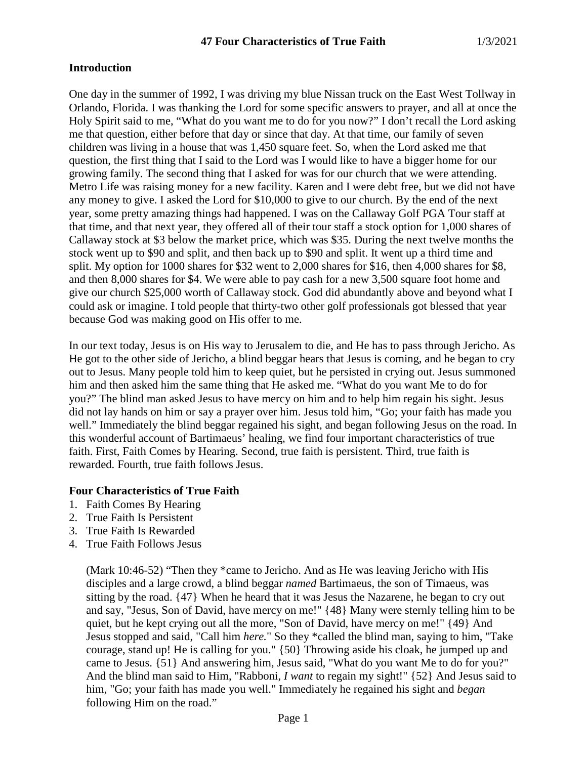# 47 Four Characteristics of True Faith 1/3/2021

## Introduction

One day in the summer of 1992, I was driving my blue Nissan truck on the East West Tollway in Orlando, Florida. I was thanking the Lord for some specific answers to prayer, and all at once the Holy Spirit said to me, "What do you want me to do for you now?" I don't recall the Lord asking me that question, either before that day or since that day. At that time, our family of seven children was living in a house that was 1,450 square feet. So, when the Lord asked me that question, the first thing that I said to the Lord was I would like to have a bigger home for our growing family. The second thing that I asked for was for our church that we were attending. Metro Life was raising money for a new facility. Karen and I were debt free, but we did not have any money to give. I asked the Lord for $10,000 to give to our church. By the end of the next year, some pretty amazing things had happened. I was on the Callaway Golf PGA Tour staff at that time, and that next year, they offered all of their tour staff a stock option for 1,000 shares of Callaway stock at $3 below the market price, which was $35. During the next twelve months the stock went up to $90 and split, and then back up to $90 and split. It went up a third time and split. My option for 1000 shares for $32 went to 2,000 shares for $16, then 4,000 shares for $8, and then 8,000 shares for $4. We were able to pay cash for a new 3,500 square foot home and give our church $25,000 worth of Callaway stock. God did abundantly above and beyond what I could ask or imagine. I told people that thirty-two other golf professionals got blessed that year because God was making good on His offer to me.

In our text today, Jesus is on His way to Jerusalem to die, and He has to pass through Jericho. As He got to the other side of Jericho, a blind beggar hears that Jesus is coming, and he began to cry out to Jesus. Many people told him to keep quiet, but he persisted in crying out. Jesus summoned him and then asked him the same thing that He asked me. "What do you want Me to do for you?" The blind man asked Jesus to have mercy on him and to help him regain his sight. Jesus did not lay hands on him or say a prayer over him. Jesus told him, "Go; your faith has made you well." Immediately the blind beggar regained his sight, and began following Jesus on the road. In this wonderful account of Bartimaeus' healing, we find four important characteristics of true faith. First, Faith Comes by Hearing. Second, true faith is persistent. Third, true faith is rewarded. Fourth, true faith follows Jesus.

## Four Characteristics of True Faith

1. Faith Comes By Hearing
2. True Faith Is Persistent
3. True Faith Is Rewarded
4. True Faith Follows Jesus

> (Mark 10:46-52) "Then they *came to Jericho. And as He was leaving Jericho with His disciples and a large crowd, a blind beggar *named* Bartimaeus, the son of Timaeus, was sitting by the road. {47} When he heard that it was Jesus the Nazarene, he began to cry out and say, "Jesus, Son of David, have mercy on me!" {48} Many were sternly telling him to be quiet, but he kept crying out all the more, "Son of David, have mercy on me!" {49} And Jesus stopped and said, "Call him *here.*" So they *called the blind man, saying to him, "Take courage, stand up! He is calling for you." {50} Throwing aside his cloak, he jumped up and came to Jesus. {51} And answering him, Jesus said, "What do you want Me to do for you?" And the blind man said to Him, "Rabboni, *I want* to regain my sight!" {52} And Jesus said to him, "Go; your faith has made you well." Immediately he regained his sight and *began* following Him on the road."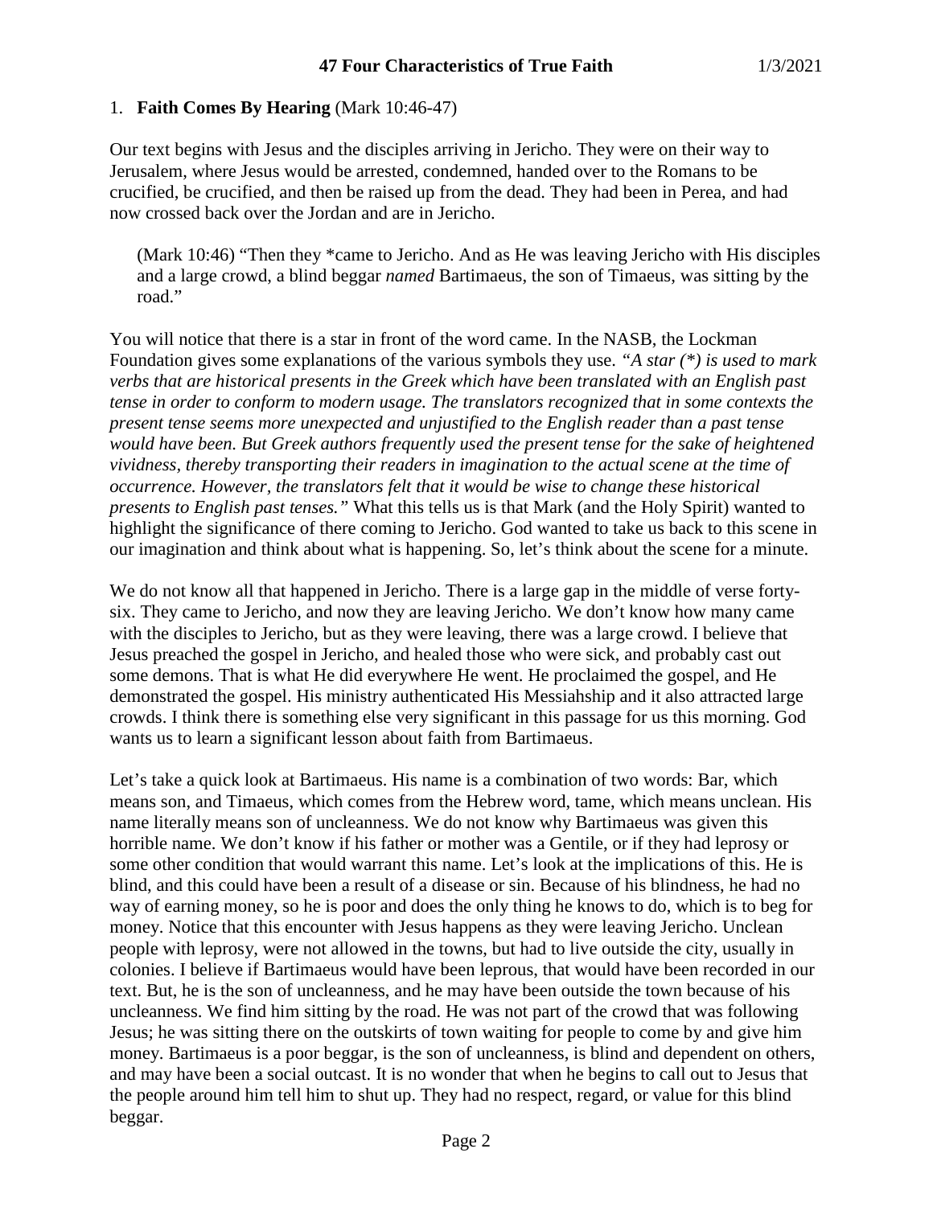1. **Faith Comes By Hearing** (Mark 10:46-47)

Our text begins with Jesus and the disciples arriving in Jericho. They were on their way to Jerusalem, where Jesus would be arrested, condemned, handed over to the Romans to be crucified, be crucified, and then be raised up from the dead. They had been in Perea, and had now crossed back over the Jordan and are in Jericho.

> (Mark 10:46) "Then they *came to Jericho. And as He was leaving Jericho with His disciples and a large crowd, a blind beggar *named* Bartimaeus, the son of Timaeus, was sitting by the road."

You will notice that there is a star in front of the word came. In the NASB, the Lockman Foundation gives some explanations of the various symbols they use. *"A star (*) is used to mark verbs that are historical presents in the Greek which have been translated with an English past tense in order to conform to modern usage. The translators recognized that in some contexts the present tense seems more unexpected and unjustified to the English reader than a past tense would have been. But Greek authors frequently used the present tense for the sake of heightened vividness, thereby transporting their readers in imagination to the actual scene at the time of occurrence. However, the translators felt that it would be wise to change these historical presents to English past tenses."* What this tells us is that Mark (and the Holy Spirit) wanted to highlight the significance of there coming to Jericho. God wanted to take us back to this scene in our imagination and think about what is happening. So, let's think about the scene for a minute.

We do not know all that happened in Jericho. There is a large gap in the middle of verse forty-six. They came to Jericho, and now they are leaving Jericho. We don't know how many came with the disciples to Jericho, but as they were leaving, there was a large crowd. I believe that Jesus preached the gospel in Jericho, and healed those who were sick, and probably cast out some demons. That is what He did everywhere He went. He proclaimed the gospel, and He demonstrated the gospel. His ministry authenticated His Messiahship and it also attracted large crowds. I think there is something else very significant in this passage for us this morning. God wants us to learn a significant lesson about faith from Bartimaeus.

Let's take a quick look at Bartimaeus. His name is a combination of two words: Bar, which means son, and Timaeus, which comes from the Hebrew word, tame, which means unclean. His name literally means son of uncleanness. We do not know why Bartimaeus was given this horrible name. We don't know if his father or mother was a Gentile, or if they had leprosy or some other condition that would warrant this name. Let's look at the implications of this. He is blind, and this could have been a result of a disease or sin. Because of his blindness, he had no way of earning money, so he is poor and does the only thing he knows to do, which is to beg for money. Notice that this encounter with Jesus happens as they were leaving Jericho. Unclean people with leprosy, were not allowed in the towns, but had to live outside the city, usually in colonies. I believe if Bartimaeus would have been leprous, that would have been recorded in our text. But, he is the son of uncleanness, and he may have been outside the town because of his uncleanness. We find him sitting by the road. He was not part of the crowd that was following Jesus; he was sitting there on the outskirts of town waiting for people to come by and give him money. Bartimaeus is a poor beggar, is the son of uncleanness, is blind and dependent on others, and may have been a social outcast. It is no wonder that when he begins to call out to Jesus that the people around him tell him to shut up. They had no respect, regard, or value for this blind beggar.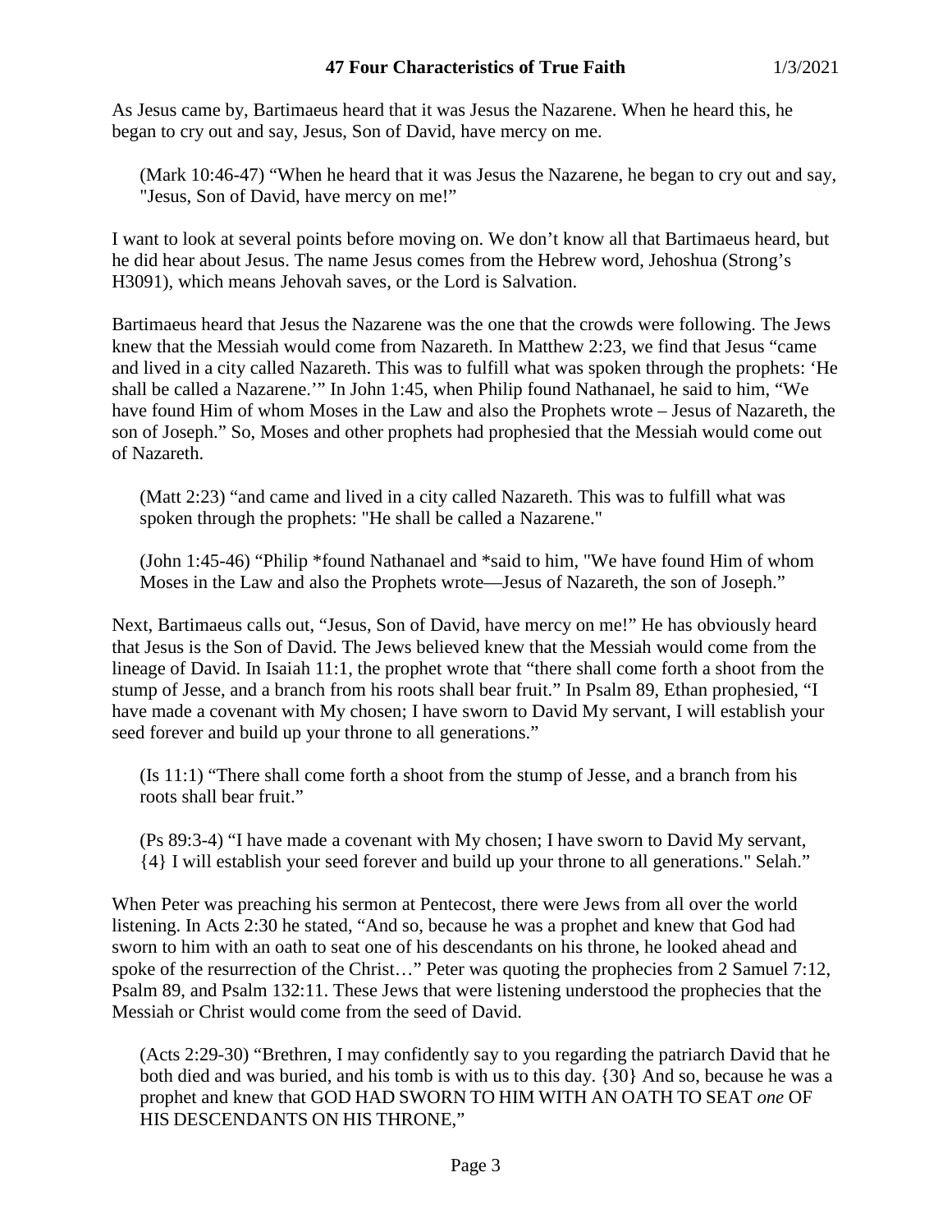As Jesus came by, Bartimaeus heard that it was Jesus the Nazarene. When he heard this, he began to cry out and say, Jesus, Son of David, have mercy on me.

> (Mark 10:46-47) “When he heard that it was Jesus the Nazarene, he began to cry out and say, "Jesus, Son of David, have mercy on me!”

I want to look at several points before moving on. We don’t know all that Bartimaeus heard, but he did hear about Jesus. The name Jesus comes from the Hebrew word, Jehoshua (Strong’s H3091), which means Jehovah saves, or the Lord is Salvation.

Bartimaeus heard that Jesus the Nazarene was the one that the crowds were following. The Jews knew that the Messiah would come from Nazareth. In Matthew 2:23, we find that Jesus “came and lived in a city called Nazareth. This was to fulfill what was spoken through the prophets: ‘He shall be called a Nazarene.’” In John 1:45, when Philip found Nathanael, he said to him, “We have found Him of whom Moses in the Law and also the Prophets wrote – Jesus of Nazareth, the son of Joseph.” So, Moses and other prophets had prophesied that the Messiah would come out of Nazareth.

> (Matt 2:23) “and came and lived in a city called Nazareth. This was to fulfill what was spoken through the prophets: "He shall be called a Nazarene."

> (John 1:45-46) “Philip *found Nathanael and *said to him, "We have found Him of whom Moses in the Law and also the Prophets wrote—Jesus of Nazareth, the son of Joseph.”

Next, Bartimaeus calls out, “Jesus, Son of David, have mercy on me!” He has obviously heard that Jesus is the Son of David. The Jews believed knew that the Messiah would come from the lineage of David. In Isaiah 11:1, the prophet wrote that “there shall come forth a shoot from the stump of Jesse, and a branch from his roots shall bear fruit.” In Psalm 89, Ethan prophesied, “I have made a covenant with My chosen; I have sworn to David My servant, I will establish your seed forever and build up your throne to all generations.”

> (Is 11:1) “There shall come forth a shoot from the stump of Jesse, and a branch from his roots shall bear fruit.”

> (Ps 89:3-4) “I have made a covenant with My chosen; I have sworn to David My servant, {4} I will establish your seed forever and build up your throne to all generations." Selah.”

When Peter was preaching his sermon at Pentecost, there were Jews from all over the world listening. In Acts 2:30 he stated, “And so, because he was a prophet and knew that God had sworn to him with an oath to seat one of his descendants on his throne, he looked ahead and spoke of the resurrection of the Christ…” Peter was quoting the prophecies from 2 Samuel 7:12, Psalm 89, and Psalm 132:11. These Jews that were listening understood the prophecies that the Messiah or Christ would come from the seed of David.

> (Acts 2:29-30) “Brethren, I may confidently say to you regarding the patriarch David that he both died and was buried, and his tomb is with us to this day. {30} And so, because he was a prophet and knew that GOD HAD SWORN TO HIM WITH AN OATH TO SEAT *one* OF HIS DESCENDANTS ON HIS THRONE,”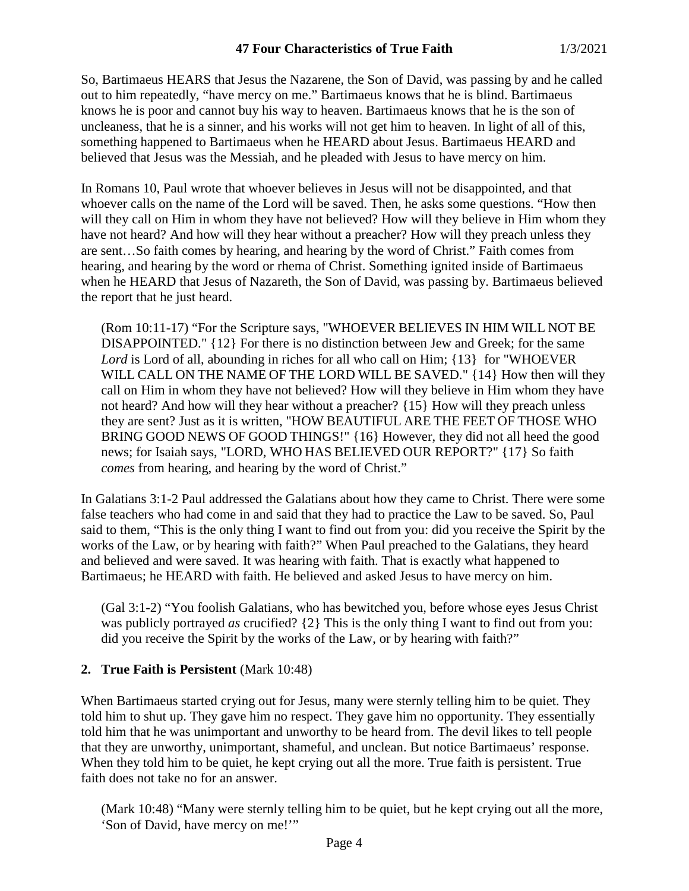So, Bartimaeus HEARS that Jesus the Nazarene, the Son of David, was passing by and he called out to him repeatedly, "have mercy on me." Bartimaeus knows that he is blind. Bartimaeus knows he is poor and cannot buy his way to heaven. Bartimaeus knows that he is the son of uncleaness, that he is a sinner, and his works will not get him to heaven. In light of all of this, something happened to Bartimaeus when he HEARD about Jesus. Bartimaeus HEARD and believed that Jesus was the Messiah, and he pleaded with Jesus to have mercy on him.

In Romans 10, Paul wrote that whoever believes in Jesus will not be disappointed, and that whoever calls on the name of the Lord will be saved. Then, he asks some questions. "How then will they call on Him in whom they have not believed? How will they believe in Him whom they have not heard? And how will they hear without a preacher? How will they preach unless they are sent…So faith comes by hearing, and hearing by the word of Christ." Faith comes from hearing, and hearing by the word or rhema of Christ. Something ignited inside of Bartimaeus when he HEARD that Jesus of Nazareth, the Son of David, was passing by. Bartimaeus believed the report that he just heard.

> (Rom 10:11-17) "For the Scripture says, "WHOEVER BELIEVES IN HIM WILL NOT BE DISAPPOINTED." {12} For there is no distinction between Jew and Greek; for the same *Lord* is Lord of all, abounding in riches for all who call on Him; {13} for "WHOEVER WILL CALL ON THE NAME OF THE LORD WILL BE SAVED." {14} How then will they call on Him in whom they have not believed? How will they believe in Him whom they have not heard? And how will they hear without a preacher? {15} How will they preach unless they are sent? Just as it is written, "HOW BEAUTIFUL ARE THE FEET OF THOSE WHO BRING GOOD NEWS OF GOOD THINGS!" {16} However, they did not all heed the good news; for Isaiah says, "LORD, WHO HAS BELIEVED OUR REPORT?" {17} So faith *comes* from hearing, and hearing by the word of Christ."

In Galatians 3:1-2 Paul addressed the Galatians about how they came to Christ. There were some false teachers who had come in and said that they had to practice the Law to be saved. So, Paul said to them, "This is the only thing I want to find out from you: did you receive the Spirit by the works of the Law, or by hearing with faith?" When Paul preached to the Galatians, they heard and believed and were saved. It was hearing with faith. That is exactly what happened to Bartimaeus; he HEARD with faith. He believed and asked Jesus to have mercy on him.

> (Gal 3:1-2) "You foolish Galatians, who has bewitched you, before whose eyes Jesus Christ was publicly portrayed *as* crucified? {2} This is the only thing I want to find out from you: did you receive the Spirit by the works of the Law, or by hearing with faith?"

**2. True Faith is Persistent** (Mark 10:48)

When Bartimaeus started crying out for Jesus, many were sternly telling him to be quiet. They told him to shut up. They gave him no respect. They gave him no opportunity. They essentially told him that he was unimportant and unworthy to be heard from. The devil likes to tell people that they are unworthy, unimportant, shameful, and unclean. But notice Bartimaeus' response. When they told him to be quiet, he kept crying out all the more. True faith is persistent. True faith does not take no for an answer.

> (Mark 10:48) "Many were sternly telling him to be quiet, but he kept crying out all the more, 'Son of David, have mercy on me!'"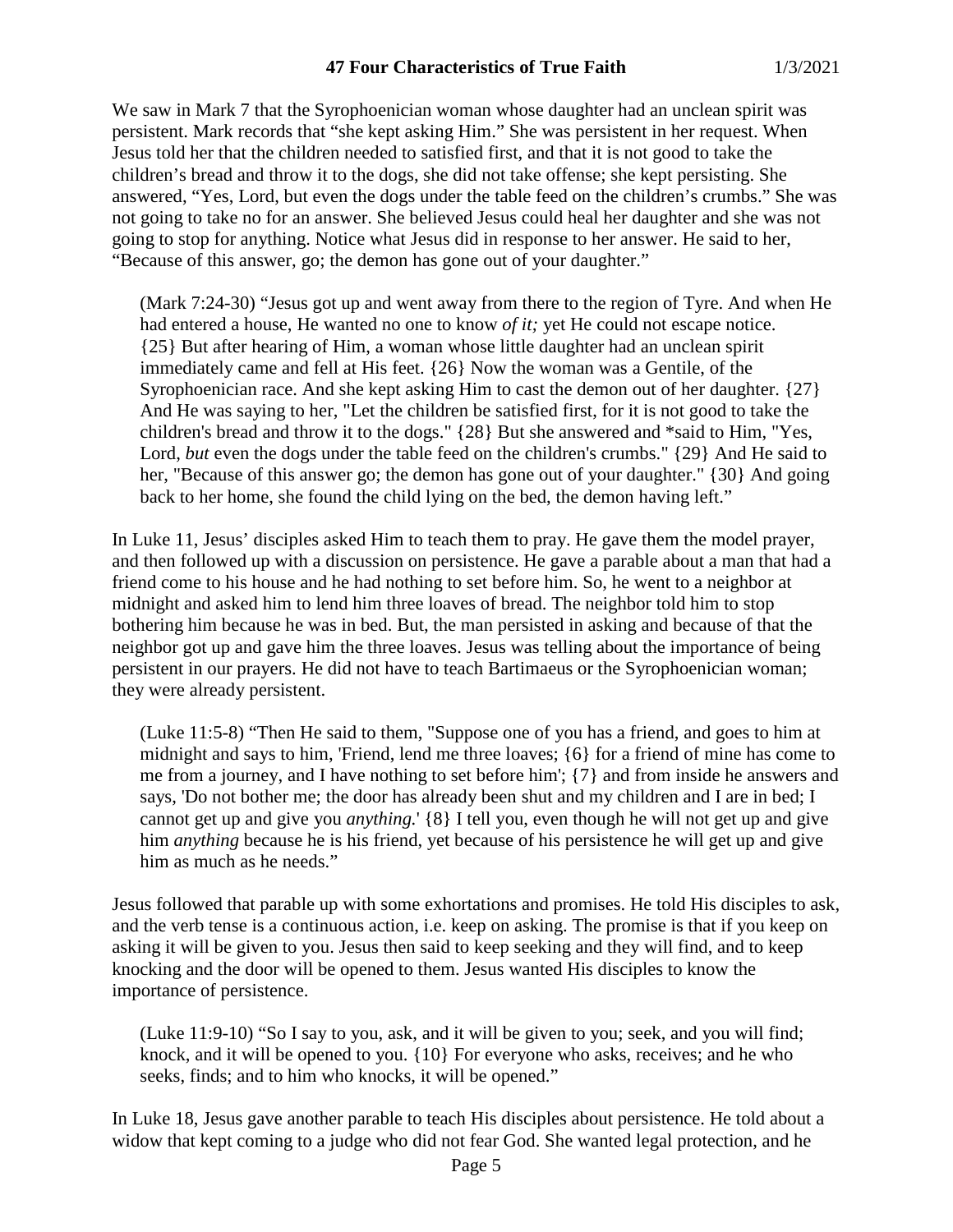We saw in Mark 7 that the Syrophoenician woman whose daughter had an unclean spirit was persistent. Mark records that "she kept asking Him." She was persistent in her request. When Jesus told her that the children needed to satisfied first, and that it is not good to take the children's bread and throw it to the dogs, she did not take offense; she kept persisting. She answered, "Yes, Lord, but even the dogs under the table feed on the children's crumbs." She was not going to take no for an answer. She believed Jesus could heal her daughter and she was not going to stop for anything. Notice what Jesus did in response to her answer. He said to her, "Because of this answer, go; the demon has gone out of your daughter."

> (Mark 7:24-30) "Jesus got up and went away from there to the region of Tyre. And when He had entered a house, He wanted no one to know *of it;* yet He could not escape notice. {25} But after hearing of Him, a woman whose little daughter had an unclean spirit immediately came and fell at His feet. {26} Now the woman was a Gentile, of the Syrophoenician race. And she kept asking Him to cast the demon out of her daughter. {27} And He was saying to her, "Let the children be satisfied first, for it is not good to take the children's bread and throw it to the dogs." {28} But she answered and *said to Him, "Yes, Lord, *but* even the dogs under the table feed on the children's crumbs." {29} And He said to her, "Because of this answer go; the demon has gone out of your daughter." {30} And going back to her home, she found the child lying on the bed, the demon having left."

In Luke 11, Jesus' disciples asked Him to teach them to pray. He gave them the model prayer, and then followed up with a discussion on persistence. He gave a parable about a man that had a friend come to his house and he had nothing to set before him. So, he went to a neighbor at midnight and asked him to lend him three loaves of bread. The neighbor told him to stop bothering him because he was in bed. But, the man persisted in asking and because of that the neighbor got up and gave him the three loaves. Jesus was telling about the importance of being persistent in our prayers. He did not have to teach Bartimaeus or the Syrophoenician woman; they were already persistent.

> (Luke 11:5-8) "Then He said to them, "Suppose one of you has a friend, and goes to him at midnight and says to him, 'Friend, lend me three loaves; {6} for a friend of mine has come to me from a journey, and I have nothing to set before him'; {7} and from inside he answers and says, 'Do not bother me; the door has already been shut and my children and I are in bed; I cannot get up and give you *anything.*' {8} I tell you, even though he will not get up and give him *anything* because he is his friend, yet because of his persistence he will get up and give him as much as he needs."

Jesus followed that parable up with some exhortations and promises. He told His disciples to ask, and the verb tense is a continuous action, i.e. keep on asking. The promise is that if you keep on asking it will be given to you. Jesus then said to keep seeking and they will find, and to keep knocking and the door will be opened to them. Jesus wanted His disciples to know the importance of persistence.

> (Luke 11:9-10) "So I say to you, ask, and it will be given to you; seek, and you will find; knock, and it will be opened to you. {10} For everyone who asks, receives; and he who seeks, finds; and to him who knocks, it will be opened."

In Luke 18, Jesus gave another parable to teach His disciples about persistence. He told about a widow that kept coming to a judge who did not fear God. She wanted legal protection, and he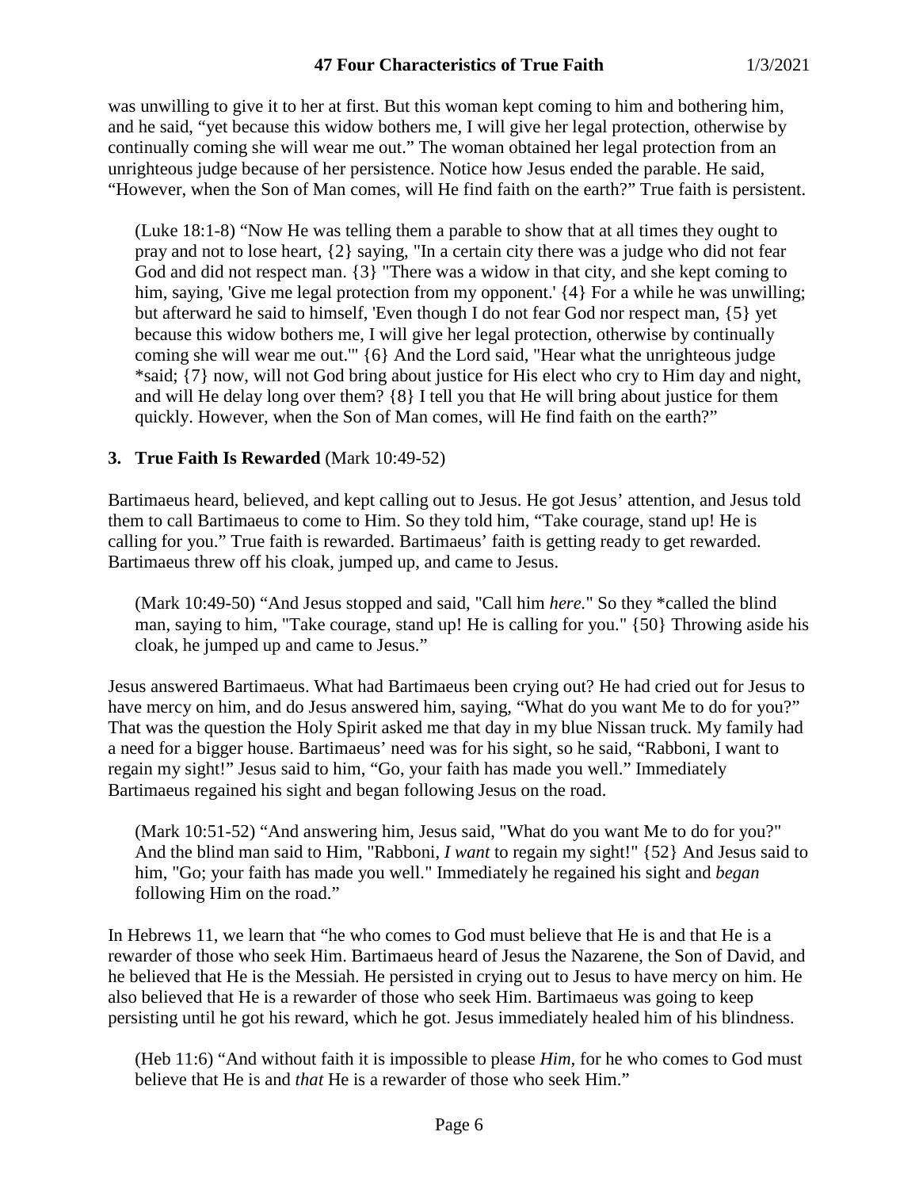was unwilling to give it to her at first. But this woman kept coming to him and bothering him, and he said, "yet because this widow bothers me, I will give her legal protection, otherwise by continually coming she will wear me out." The woman obtained her legal protection from an unrighteous judge because of her persistence. Notice how Jesus ended the parable. He said, "However, when the Son of Man comes, will He find faith on the earth?" True faith is persistent.

> (Luke 18:1-8) "Now He was telling them a parable to show that at all times they ought to pray and not to lose heart, {2} saying, "In a certain city there was a judge who did not fear God and did not respect man. {3} "There was a widow in that city, and she kept coming to him, saying, 'Give me legal protection from my opponent.' {4} For a while he was unwilling; but afterward he said to himself, 'Even though I do not fear God nor respect man, {5} yet because this widow bothers me, I will give her legal protection, otherwise by continually coming she will wear me out.'" {6} And the Lord said, "Hear what the unrighteous judge *said; {7} now, will not God bring about justice for His elect who cry to Him day and night, and will He delay long over them? {8} I tell you that He will bring about justice for them quickly. However, when the Son of Man comes, will He find faith on the earth?"

**3. True Faith Is Rewarded** (Mark 10:49-52)

Bartimaeus heard, believed, and kept calling out to Jesus. He got Jesus' attention, and Jesus told them to call Bartimaeus to come to Him. So they told him, "Take courage, stand up! He is calling for you." True faith is rewarded. Bartimaeus' faith is getting ready to get rewarded. Bartimaeus threw off his cloak, jumped up, and came to Jesus.

> (Mark 10:49-50) "And Jesus stopped and said, "Call him *here.*" So they *called the blind man, saying to him, "Take courage, stand up! He is calling for you." {50} Throwing aside his cloak, he jumped up and came to Jesus."

Jesus answered Bartimaeus. What had Bartimaeus been crying out? He had cried out for Jesus to have mercy on him, and do Jesus answered him, saying, "What do you want Me to do for you?" That was the question the Holy Spirit asked me that day in my blue Nissan truck. My family had a need for a bigger house. Bartimaeus' need was for his sight, so he said, "Rabboni, I want to regain my sight!" Jesus said to him, "Go, your faith has made you well." Immediately Bartimaeus regained his sight and began following Jesus on the road.

> (Mark 10:51-52) "And answering him, Jesus said, "What do you want Me to do for you?" And the blind man said to Him, "Rabboni, *I want* to regain my sight!" {52} And Jesus said to him, "Go; your faith has made you well." Immediately he regained his sight and *began* following Him on the road."

In Hebrews 11, we learn that "he who comes to God must believe that He is and that He is a rewarder of those who seek Him. Bartimaeus heard of Jesus the Nazarene, the Son of David, and he believed that He is the Messiah. He persisted in crying out to Jesus to have mercy on him. He also believed that He is a rewarder of those who seek Him. Bartimaeus was going to keep persisting until he got his reward, which he got. Jesus immediately healed him of his blindness.

> (Heb 11:6) "And without faith it is impossible to please *Him,* for he who comes to God must believe that He is and *that* He is a rewarder of those who seek Him."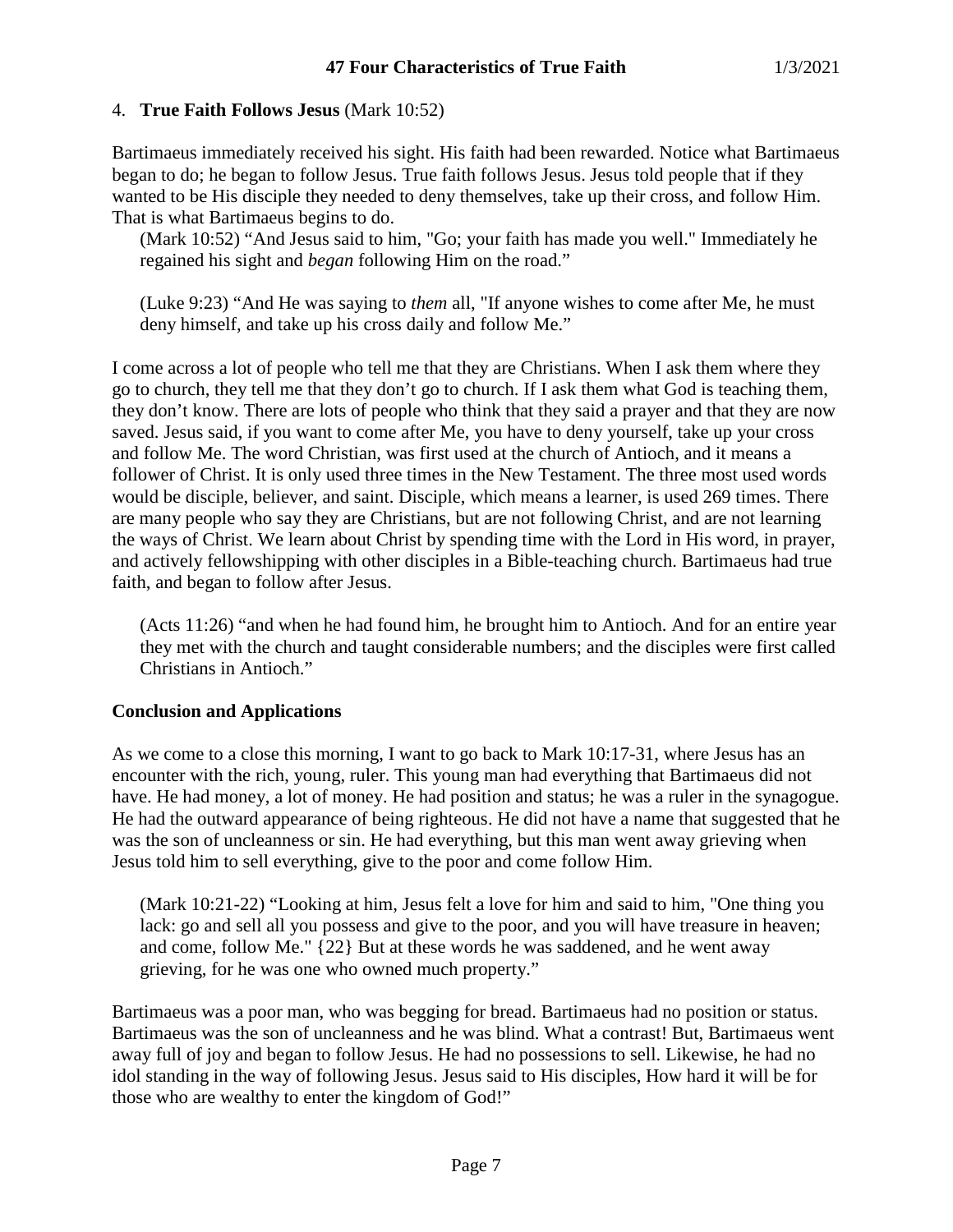4. **True Faith Follows Jesus** (Mark 10:52)

Bartimaeus immediately received his sight. His faith had been rewarded. Notice what Bartimaeus began to do; he began to follow Jesus. True faith follows Jesus. Jesus told people that if they wanted to be His disciple they needed to deny themselves, take up their cross, and follow Him. That is what Bartimaeus begins to do.

> (Mark 10:52) "And Jesus said to him, "Go; your faith has made you well." Immediately he regained his sight and *began* following Him on the road."

> (Luke 9:23) "And He was saying to *them* all, "If anyone wishes to come after Me, he must deny himself, and take up his cross daily and follow Me."

I come across a lot of people who tell me that they are Christians. When I ask them where they go to church, they tell me that they don't go to church. If I ask them what God is teaching them, they don't know. There are lots of people who think that they said a prayer and that they are now saved. Jesus said, if you want to come after Me, you have to deny yourself, take up your cross and follow Me. The word Christian, was first used at the church of Antioch, and it means a follower of Christ. It is only used three times in the New Testament. The three most used words would be disciple, believer, and saint. Disciple, which means a learner, is used 269 times. There are many people who say they are Christians, but are not following Christ, and are not learning the ways of Christ. We learn about Christ by spending time with the Lord in His word, in prayer, and actively fellowshipping with other disciples in a Bible-teaching church. Bartimaeus had true faith, and began to follow after Jesus.

> (Acts 11:26) "and when he had found him, he brought him to Antioch. And for an entire year they met with the church and taught considerable numbers; and the disciples were first called Christians in Antioch."

**Conclusion and Applications**

As we come to a close this morning, I want to go back to Mark 10:17-31, where Jesus has an encounter with the rich, young, ruler. This young man had everything that Bartimaeus did not have. He had money, a lot of money. He had position and status; he was a ruler in the synagogue. He had the outward appearance of being righteous. He did not have a name that suggested that he was the son of uncleanness or sin. He had everything, but this man went away grieving when Jesus told him to sell everything, give to the poor and come follow Him.

> (Mark 10:21-22) "Looking at him, Jesus felt a love for him and said to him, "One thing you lack: go and sell all you possess and give to the poor, and you will have treasure in heaven; and come, follow Me." {22} But at these words he was saddened, and he went away grieving, for he was one who owned much property."

Bartimaeus was a poor man, who was begging for bread. Bartimaeus had no position or status. Bartimaeus was the son of uncleanness and he was blind. What a contrast! But, Bartimaeus went away full of joy and began to follow Jesus. He had no possessions to sell. Likewise, he had no idol standing in the way of following Jesus. Jesus said to His disciples, How hard it will be for those who are wealthy to enter the kingdom of God!"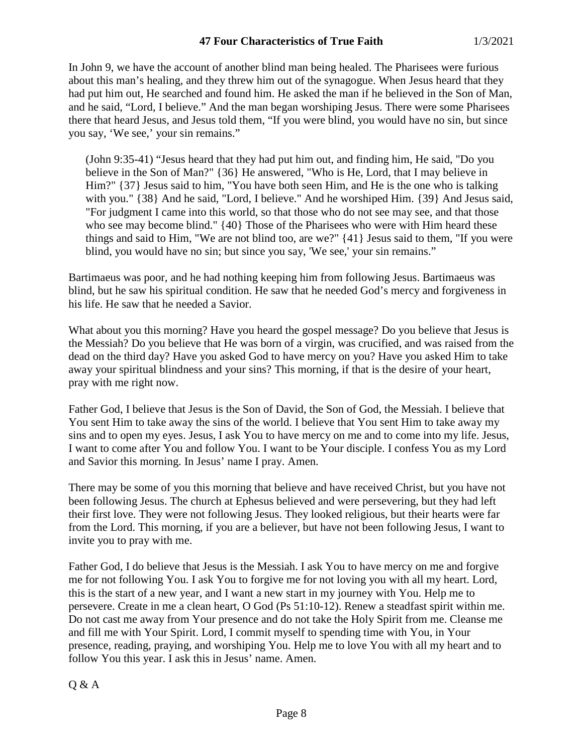In John 9, we have the account of another blind man being healed. The Pharisees were furious about this man's healing, and they threw him out of the synagogue. When Jesus heard that they had put him out, He searched and found him. He asked the man if he believed in the Son of Man, and he said, "Lord, I believe." And the man began worshiping Jesus. There were some Pharisees there that heard Jesus, and Jesus told them, "If you were blind, you would have no sin, but since you say, 'We see,' your sin remains."

> (John 9:35-41) "Jesus heard that they had put him out, and finding him, He said, "Do you believe in the Son of Man?" {36} He answered, "Who is He, Lord, that I may believe in Him?" {37} Jesus said to him, "You have both seen Him, and He is the one who is talking with you." {38} And he said, "Lord, I believe." And he worshiped Him. {39} And Jesus said, "For judgment I came into this world, so that those who do not see may see, and that those who see may become blind." {40} Those of the Pharisees who were with Him heard these things and said to Him, "We are not blind too, are we?" {41} Jesus said to them, "If you were blind, you would have no sin; but since you say, 'We see,' your sin remains."

Bartimaeus was poor, and he had nothing keeping him from following Jesus. Bartimaeus was blind, but he saw his spiritual condition. He saw that he needed God's mercy and forgiveness in his life. He saw that he needed a Savior.

What about you this morning? Have you heard the gospel message? Do you believe that Jesus is the Messiah? Do you believe that He was born of a virgin, was crucified, and was raised from the dead on the third day? Have you asked God to have mercy on you? Have you asked Him to take away your spiritual blindness and your sins? This morning, if that is the desire of your heart, pray with me right now.

Father God, I believe that Jesus is the Son of David, the Son of God, the Messiah. I believe that You sent Him to take away the sins of the world. I believe that You sent Him to take away my sins and to open my eyes. Jesus, I ask You to have mercy on me and to come into my life. Jesus, I want to come after You and follow You. I want to be Your disciple. I confess You as my Lord and Savior this morning. In Jesus' name I pray. Amen.

There may be some of you this morning that believe and have received Christ, but you have not been following Jesus. The church at Ephesus believed and were persevering, but they had left their first love. They were not following Jesus. They looked religious, but their hearts were far from the Lord. This morning, if you are a believer, but have not been following Jesus, I want to invite you to pray with me.

Father God, I do believe that Jesus is the Messiah. I ask You to have mercy on me and forgive me for not following You. I ask You to forgive me for not loving you with all my heart. Lord, this is the start of a new year, and I want a new start in my journey with You. Help me to persevere. Create in me a clean heart, O God (Ps 51:10-12). Renew a steadfast spirit within me. Do not cast me away from Your presence and do not take the Holy Spirit from me. Cleanse me and fill me with Your Spirit. Lord, I commit myself to spending time with You, in Your presence, reading, praying, and worshiping You. Help me to love You with all my heart and to follow You this year. I ask this in Jesus' name. Amen.

Q & A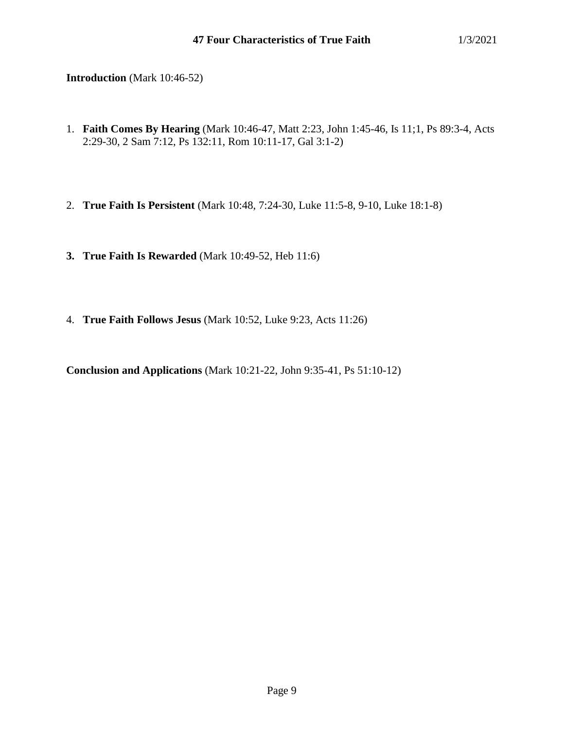## 47 Four Characteristics of True Faith

1/3/2021

**Introduction** (Mark 10:46-52)

1. **Faith Comes By Hearing** (Mark 10:46-47, Matt 2:23, John 1:45-46, Is 11;1, Ps 89:3-4, Acts 2:29-30, 2 Sam 7:12, Ps 132:11, Rom 10:11-17, Gal 3:1-2)

2. **True Faith Is Persistent** (Mark 10:48, 7:24-30, Luke 11:5-8, 9-10, Luke 18:1-8)

3. **True Faith Is Rewarded** (Mark 10:49-52, Heb 11:6)

4. **True Faith Follows Jesus** (Mark 10:52, Luke 9:23, Acts 11:26)

**Conclusion and Applications** (Mark 10:21-22, John 9:35-41, Ps 51:10-12)